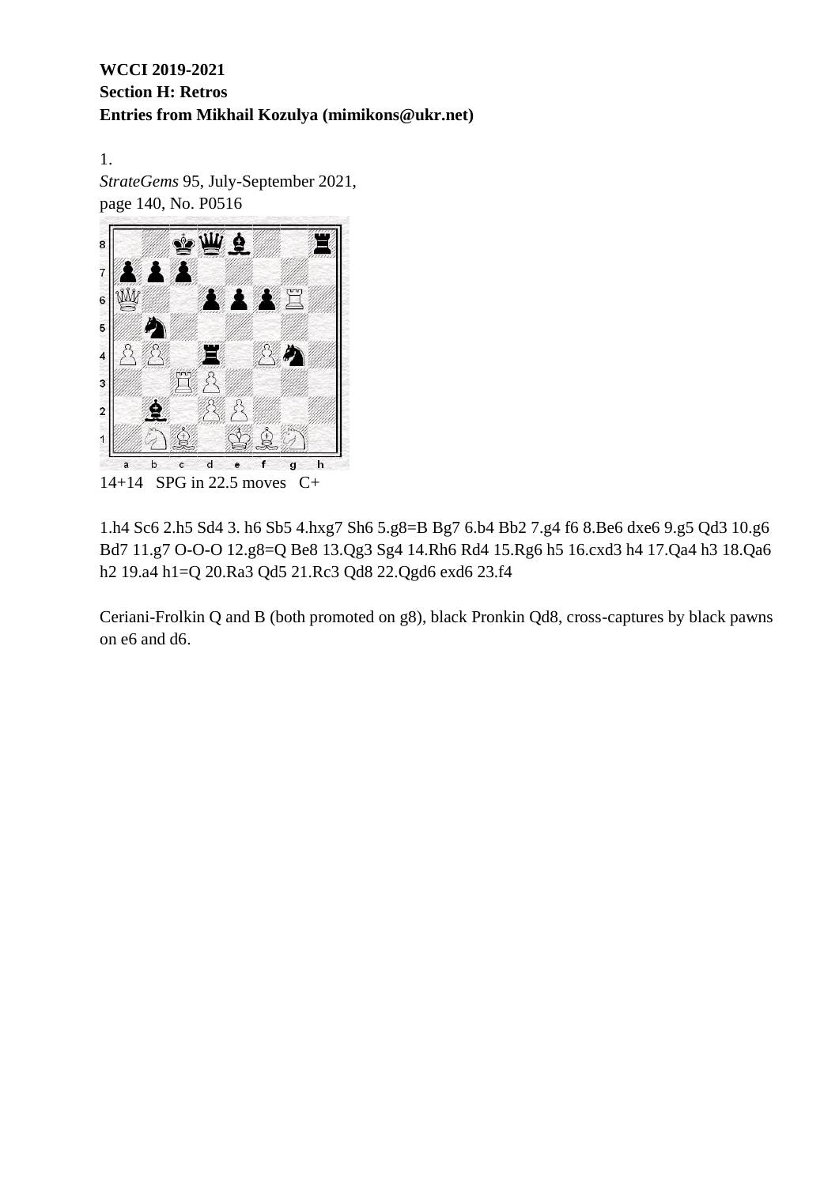**WCCI 2019-2021**
**Section H: Retros**
**Entries from Mikhail Kozulya (mimikons@ukr.net)**

1.
*StrateGems* 95, July-September 2021,
page 140, No. P0516

14+14 SPG in 22.5 moves C+

1.h4 Sc6 2.h5 Sd4 3. h6 Sb5 4.hxg7 Sh6 5.g8=B Bg7 6.b4 Bb2 7.g4 f6 8.Be6 dxe6 9.g5 Qd3 10.g6 Bd7 11.g7 O-O-O 12.g8=Q Be8 13.Qg3 Sg4 14.Rh6 Rd4 15.Rg6 h5 16.cxd3 h4 17.Qa4 h3 18.Qa6 h2 19.a4 h1=Q 20.Ra3 Qd5 21.Rc3 Qd8 22.Qgd6 exd6 23.f4

Ceriani-Frolkin Q and B (both promoted on g8), black Pronkin Qd8, cross-captures by black pawns on e6 and d6.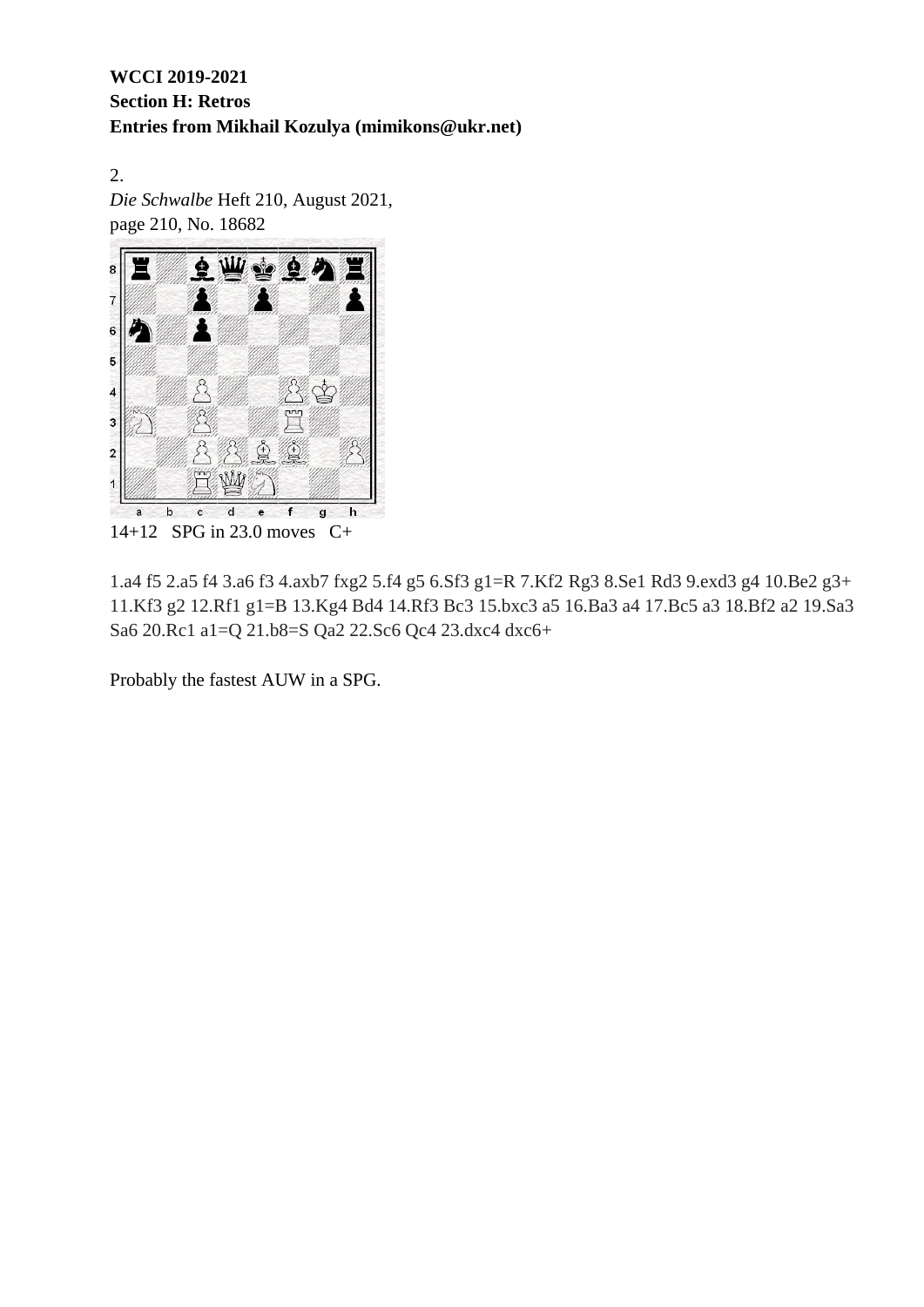**WCCI 2019-2021**
**Section H: Retros**
**Entries from Mikhail Kozulya (mimikons@ukr.net)**

2.
*Die Schwalbe* Heft 210, August 2021,
page 210, No. 18682

14+12 SPG in 23.0 moves C+

1.a4 f5 2.a5 f4 3.a6 f3 4.axb7 fxg2 5.f4 g5 6.Sf3 g1=R 7.Kf2 Rg3 8.Se1 Rd3 9.exd3 g4 10.Be2 g3+ 11.Kf3 g2 12.Rf1 g1=B 13.Kg4 Bd4 14.Rf3 Bc3 15.bxc3 a5 16.Ba3 a4 17.Bc5 a3 18.Bf2 a2 19.Sa3 Sa6 20.Rc1 a1=Q 21.b8=S Qa2 22.Sc6 Qc4 23.dxc4 dxc6+

Probably the fastest AUW in a SPG.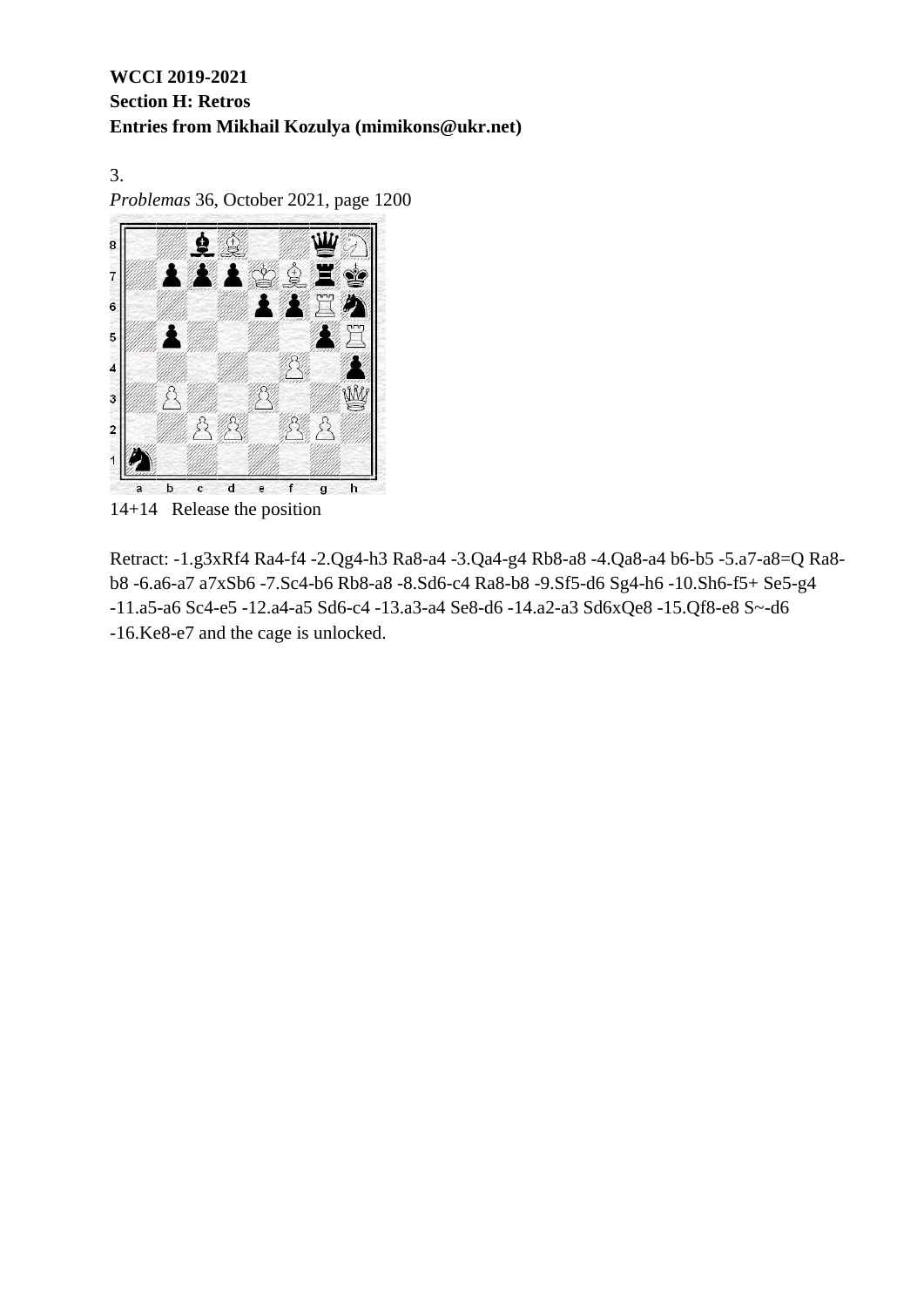**WCCI 2019-2021**
**Section H: Retros**
**Entries from Mikhail Kozulya (mimikons@ukr.net)**

3.
*Problemas* 36, October 2021, page 1200

14+14   Release the position

Retract: -1.g3xRf4 Ra4-f4 -2.Qg4-h3 Ra8-a4 -3.Qa4-g4 Rb8-a8 -4.Qa8-a4 b6-b5 -5.a7-a8=Q Ra8-b8 -6.a6-a7 a7xSb6 -7.Sc4-b6 Rb8-a8 -8.Sd6-c4 Ra8-b8 -9.Sf5-d6 Sg4-h6 -10.Sh6-f5+ Se5-g4 -11.a5-a6 Sc4-e5 -12.a4-a5 Sd6-c4 -13.a3-a4 Se8-d6 -14.a2-a3 Sd6xQe8 -15.Qf8-e8 S~-d6 -16.Ke8-e7 and the cage is unlocked.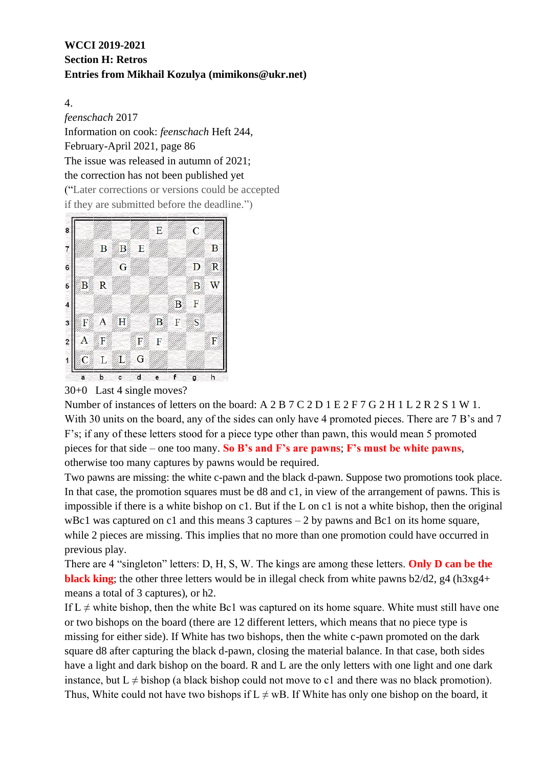**WCCI 2019-2021**
**Section H: Retros**
**Entries from Mikhail Kozulya (mimikons@ukr.net)**

4.
*feenschach* 2017
Information on cook: *feenschach* Heft 244,
February-April 2021, page 86
The issue was released in autumn of 2021;
the correction has not been published yet
("Later corrections or versions could be accepted
if they are submitted before the deadline.")

| | a | b | c | d | e | f | g | h |
|---|---|---|---|---|---|---|---|---|
| 8 | | | | | E | | C | |
| 7 | | B | B | E | | | | B |
| 6 | | | G | | | | D | R |
| 5 | B | R | | | | | B | W |
| 4 | | | | | | B | F | |
| 3 | F | A | H | | B | F | S | |
| 2 | A | F | | F | F | | | F |
| 1 | C | L | L | G | | | | |

30+0 Last 4 single moves?

Number of instances of letters on the board: A 2 B 7 C 2 D 1 E 2 F 7 G 2 H 1 L 2 R 2 S 1 W 1.
With 30 units on the board, any of the sides can only have 4 promoted pieces. There are 7 B's and 7 F's; if any of these letters stood for a piece type other than pawn, this would mean 5 promoted pieces for that side – one too many. **So B's and F's are pawns**; **F's must be white pawns**, otherwise too many captures by pawns would be required.

Two pawns are missing: the white c-pawn and the black d-pawn. Suppose two promotions took place. In that case, the promotion squares must be d8 and c1, in view of the arrangement of pawns. This is impossible if there is a white bishop on c1. But if the L on c1 is not a white bishop, then the original wBc1 was captured on c1 and this means 3 captures – 2 by pawns and Bc1 on its home square, while 2 pieces are missing. This implies that no more than one promotion could have occurred in previous play.

There are 4 "singleton" letters: D, H, S, W. The kings are among these letters. **Only D can be the black king**; the other three letters would be in illegal check from white pawns b2/d2, g4 (h3xg4+ means a total of 3 captures), or h2.

If L ≠ white bishop, then the white Bc1 was captured on its home square. White must still have one or two bishops on the board (there are 12 different letters, which means that no piece type is missing for either side). If White has two bishops, then the white c-pawn promoted on the dark square d8 after capturing the black d-pawn, closing the material balance. In that case, both sides have a light and dark bishop on the board. R and L are the only letters with one light and one dark instance, but L ≠ bishop (a black bishop could not move to c1 and there was no black promotion). Thus, White could not have two bishops if L ≠ wB. If White has only one bishop on the board, it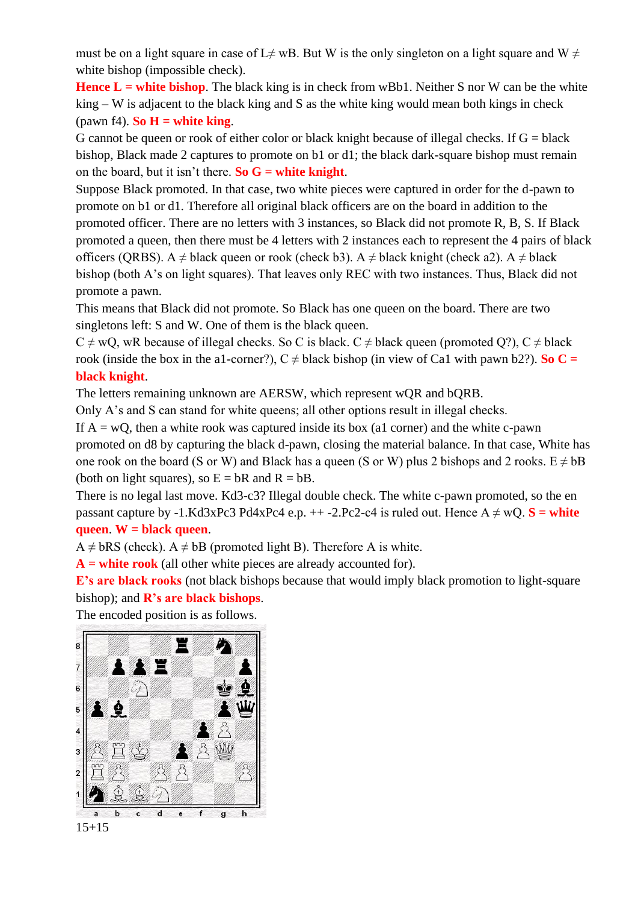must be on a light square in case of L≠ wB. But W is the only singleton on a light square and W ≠ white bishop (impossible check).

**Hence L = white bishop**. The black king is in check from wBb1. Neither S nor W can be the white king – W is adjacent to the black king and S as the white king would mean both kings in check (pawn f4). **So H = white king**.

G cannot be queen or rook of either color or black knight because of illegal checks. If G = black bishop, Black made 2 captures to promote on b1 or d1; the black dark-square bishop must remain on the board, but it isn't there. **So G = white knight**.

Suppose Black promoted. In that case, two white pieces were captured in order for the d-pawn to promote on b1 or d1. Therefore all original black officers are on the board in addition to the promoted officer. There are no letters with 3 instances, so Black did not promote R, B, S. If Black promoted a queen, then there must be 4 letters with 2 instances each to represent the 4 pairs of black officers (QRBS). A ≠ black queen or rook (check b3). A ≠ black knight (check a2). A ≠ black bishop (both A's on light squares). That leaves only REC with two instances. Thus, Black did not promote a pawn.

This means that Black did not promote. So Black has one queen on the board. There are two singletons left: S and W. One of them is the black queen.

C ≠ wQ, wR because of illegal checks. So C is black. C ≠ black queen (promoted Q?), C ≠ black rook (inside the box in the a1-corner?), C ≠ black bishop (in view of Ca1 with pawn b2?). **So C = black knight**.

The letters remaining unknown are AERSW, which represent wQR and bQRB.

Only A's and S can stand for white queens; all other options result in illegal checks.

If A = wQ, then a white rook was captured inside its box (a1 corner) and the white c-pawn promoted on d8 by capturing the black d-pawn, closing the material balance. In that case, White has one rook on the board (S or W) and Black has a queen (S or W) plus 2 bishops and 2 rooks. E ≠ bB (both on light squares), so E = bR and R = bB.

There is no legal last move. Kd3-c3? Illegal double check. The white c-pawn promoted, so the en passant capture by -1.Kd3xPc3 Pd4xPc4 e.p. ++ -2.Pc2-c4 is ruled out. Hence A ≠ wQ. **S = white queen**. **W = black queen**.

A ≠ bRS (check). A ≠ bB (promoted light B). Therefore A is white.

**A = white rook** (all other white pieces are already accounted for).

**E's are black rooks** (not black bishops because that would imply black promotion to light-square bishop); and **R's are black bishops**.

The encoded position is as follows.

15+15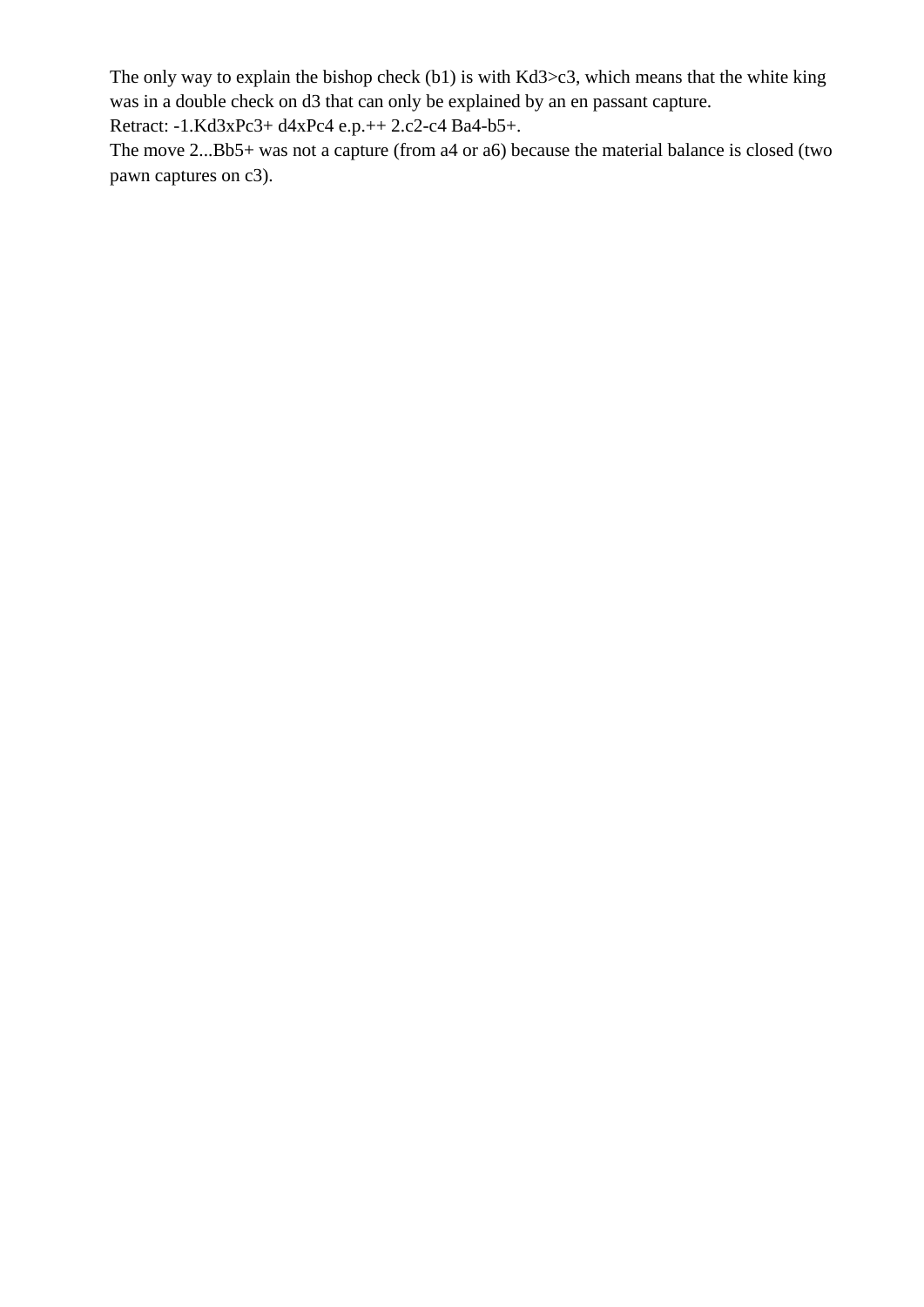The only way to explain the bishop check (b1) is with Kd3>c3, which means that the white king was in a double check on d3 that can only be explained by an en passant capture.
Retract: -1.Kd3xPc3+ d4xPc4 e.p.++ 2.c2-c4 Ba4-b5+.
The move 2...Bb5+ was not a capture (from a4 or a6) because the material balance is closed (two pawn captures on c3).